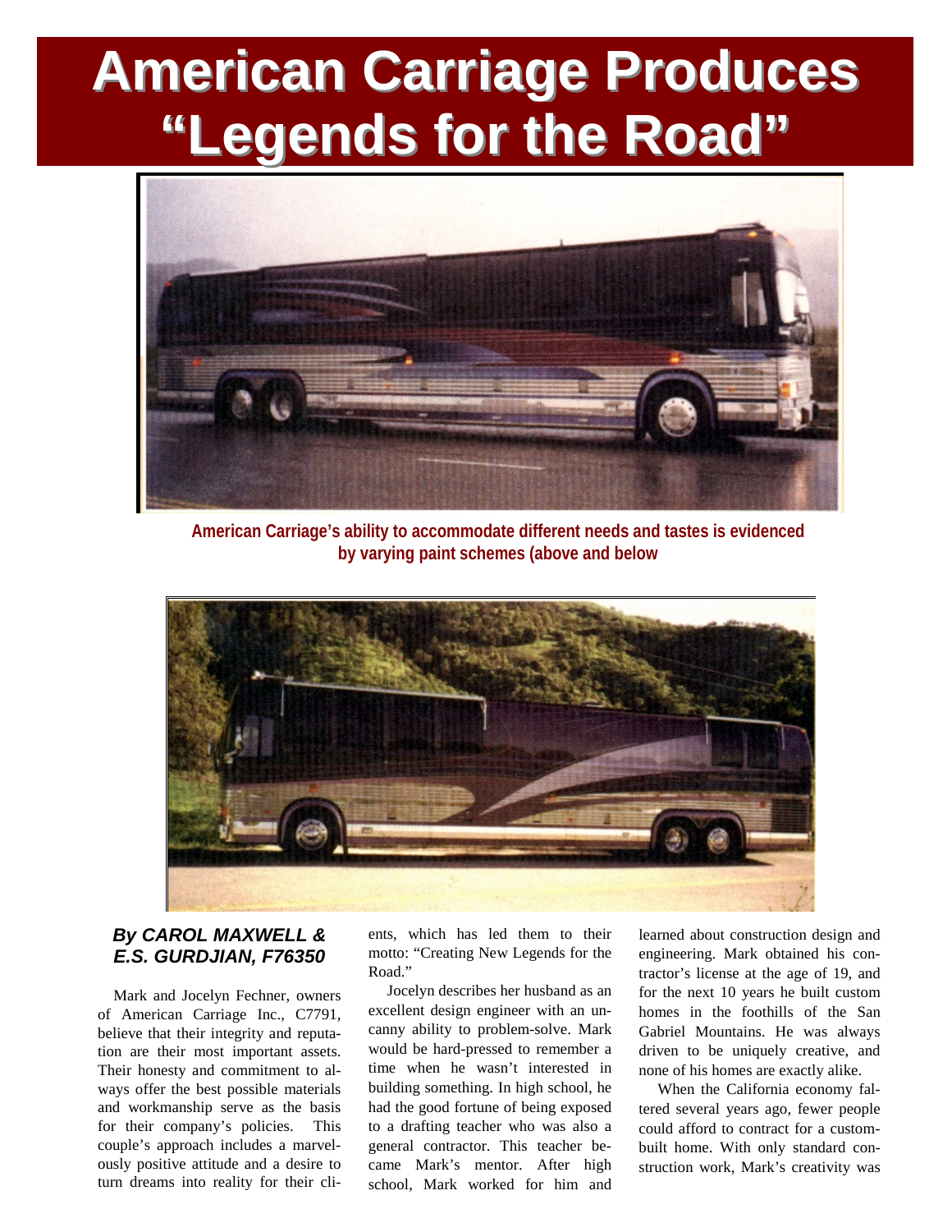# American Carriage Produces "Legends for the Road"

American Carriage's ability to accommodate different needs and tastes is evidenced by varying paint schemes (above and below

***By CAROL MAXWELL & E.S. GURDJIAN, F76350***

Mark and Jocelyn Fechner, owners of American Carriage Inc., C7791, believe that their integrity and reputation are their most important assets. Their honesty and commitment to always offer the best possible materials and workmanship serve as the basis for their company's policies. This couple's approach includes a marvelously positive attitude and a desire to turn dreams into reality for their clients, which has led them to their motto: "Creating New Legends for the Road."

Jocelyn describes her husband as an excellent design engineer with an uncanny ability to problem-solve. Mark would be hard-pressed to remember a time when he wasn't interested in building something. In high school, he had the good fortune of being exposed to a drafting teacher who was also a general contractor. This teacher became Mark's mentor. After high school, Mark worked for him and learned about construction design and engineering. Mark obtained his contractor's license at the age of 19, and for the next 10 years he built custom homes in the foothills of the San Gabriel Mountains. He was always driven to be uniquely creative, and none of his homes are exactly alike.

When the California economy faltered several years ago, fewer people could afford to contract for a custom-built home. With only standard construction work, Mark's creativity was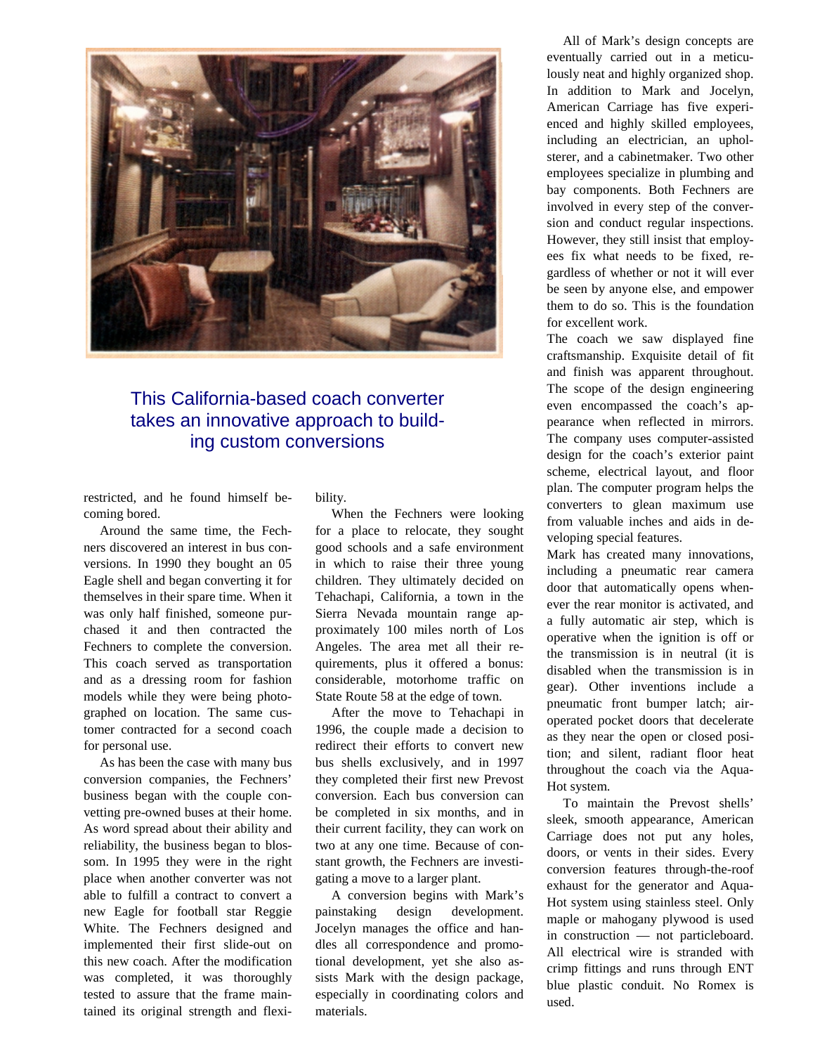## This California-based coach converter takes an innovative approach to building custom conversions

restricted, and he found himself becoming bored.

Around the same time, the Fechners discovered an interest in bus conversions. In 1990 they bought an 05 Eagle shell and began converting it for themselves in their spare time. When it was only half finished, someone purchased it and then contracted the Fechners to complete the conversion. This coach served as transportation and as a dressing room for fashion models while they were being photographed on location. The same customer contracted for a second coach for personal use.

As has been the case with many bus conversion companies, the Fechners' business began with the couple convetting pre-owned buses at their home. As word spread about their ability and reliability, the business began to blossom. In 1995 they were in the right place when another converter was not able to fulfill a contract to convert a new Eagle for football star Reggie White. The Fechners designed and implemented their first slide-out on this new coach. After the modification was completed, it was thoroughly tested to assure that the frame maintained its original strength and flexibility.

When the Fechners were looking for a place to relocate, they sought good schools and a safe environment in which to raise their three young children. They ultimately decided on Tehachapi, California, a town in the Sierra Nevada mountain range approximately 100 miles north of Los Angeles. The area met all their requirements, plus it offered a bonus: considerable, motorhome traffic on State Route 58 at the edge of town.

After the move to Tehachapi in 1996, the couple made a decision to redirect their efforts to convert new bus shells exclusively, and in 1997 they completed their first new Prevost conversion. Each bus conversion can be completed in six months, and in their current facility, they can work on two at any one time. Because of constant growth, the Fechners are investigating a move to a larger plant.

A conversion begins with Mark's painstaking design development. Jocelyn manages the office and handles all correspondence and promotional development, yet she also assists Mark with the design package, especially in coordinating colors and materials.

All of Mark's design concepts are eventually carried out in a meticulously neat and highly organized shop. In addition to Mark and Jocelyn, American Carriage has five experienced and highly skilled employees, including an electrician, an upholsterer, and a cabinetmaker. Two other employees specialize in plumbing and bay components. Both Fechners are involved in every step of the conversion and conduct regular inspections. However, they still insist that employees fix what needs to be fixed, regardless of whether or not it will ever be seen by anyone else, and empower them to do so. This is the foundation for excellent work.

The coach we saw displayed fine craftsmanship. Exquisite detail of fit and finish was apparent throughout. The scope of the design engineering even encompassed the coach's appearance when reflected in mirrors. The company uses computer-assisted design for the coach's exterior paint scheme, electrical layout, and floor plan. The computer program helps the converters to glean maximum use from valuable inches and aids in developing special features.

Mark has created many innovations, including a pneumatic rear camera door that automatically opens whenever the rear monitor is activated, and a fully automatic air step, which is operative when the ignition is off or the transmission is in neutral (it is disabled when the transmission is in gear). Other inventions include a pneumatic front bumper latch; air-operated pocket doors that decelerate as they near the open or closed position; and silent, radiant floor heat throughout the coach via the Aqua-Hot system.

To maintain the Prevost shells' sleek, smooth appearance, American Carriage does not put any holes, doors, or vents in their sides. Every conversion features through-the-roof exhaust for the generator and Aqua-Hot system using stainless steel. Only maple or mahogany plywood is used in construction — not particleboard. All electrical wire is stranded with crimp fittings and runs through ENT blue plastic conduit. No Romex is used.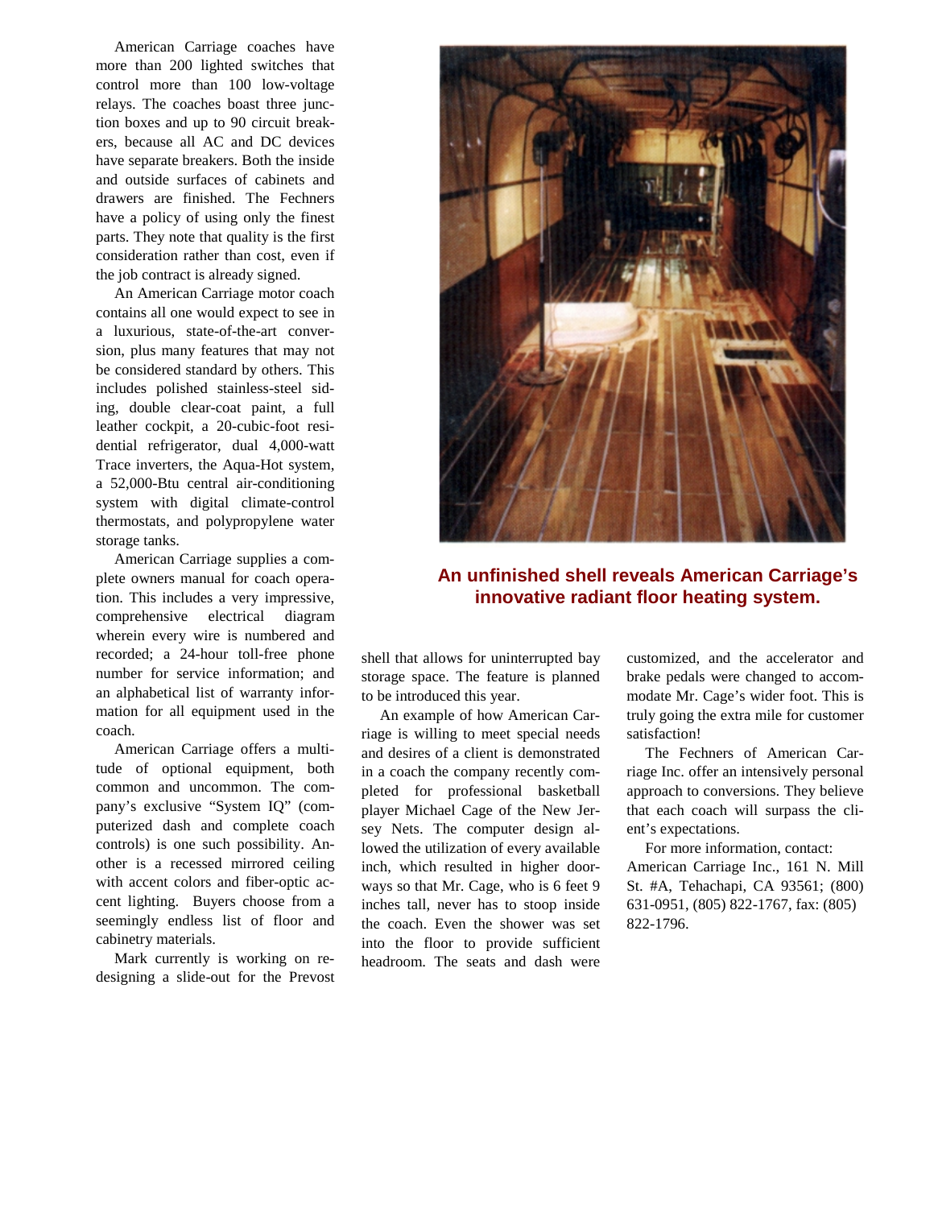American Carriage coaches have more than 200 lighted switches that control more than 100 low-voltage relays. The coaches boast three junction boxes and up to 90 circuit breakers, because all AC and DC devices have separate breakers. Both the inside and outside surfaces of cabinets and drawers are finished. The Fechners have a policy of using only the finest parts. They note that quality is the first consideration rather than cost, even if the job contract is already signed.

An American Carriage motor coach contains all one would expect to see in a luxurious, state-of-the-art conversion, plus many features that may not be considered standard by others. This includes polished stainless-steel siding, double clear-coat paint, a full leather cockpit, a 20-cubic-foot residential refrigerator, dual 4,000-watt Trace inverters, the Aqua-Hot system, a 52,000-Btu central air-conditioning system with digital climate-control thermostats, and polypropylene water storage tanks.

American Carriage supplies a complete owners manual for coach operation. This includes a very impressive, comprehensive electrical diagram wherein every wire is numbered and recorded; a 24-hour toll-free phone number for service information; and an alphabetical list of warranty information for all equipment used in the coach.

American Carriage offers a multitude of optional equipment, both common and uncommon. The company's exclusive "System IQ" (computerized dash and complete coach controls) is one such possibility. Another is a recessed mirrored ceiling with accent colors and fiber-optic accent lighting. Buyers choose from a seemingly endless list of floor and cabinetry materials.

Mark currently is working on redesigning a slide-out for the Prevost shell that allows for uninterrupted bay storage space. The feature is planned to be introduced this year.

**An unfinished shell reveals American Carriage's innovative radiant floor heating system.**

An example of how American Carriage is willing to meet special needs and desires of a client is demonstrated in a coach the company recently completed for professional basketball player Michael Cage of the New Jersey Nets. The computer design allowed the utilization of every available inch, which resulted in higher doorways so that Mr. Cage, who is 6 feet 9 inches tall, never has to stoop inside the coach. Even the shower was set into the floor to provide sufficient headroom. The seats and dash were customized, and the accelerator and brake pedals were changed to accommodate Mr. Cage's wider foot. This is truly going the extra mile for customer satisfaction!

The Fechners of American Carriage Inc. offer an intensively personal approach to conversions. They believe that each coach will surpass the client's expectations.

For more information, contact: American Carriage Inc., 161 N. Mill St. #A, Tehachapi, CA 93561; (800) 631-0951, (805) 822-1767, fax: (805) 822-1796.